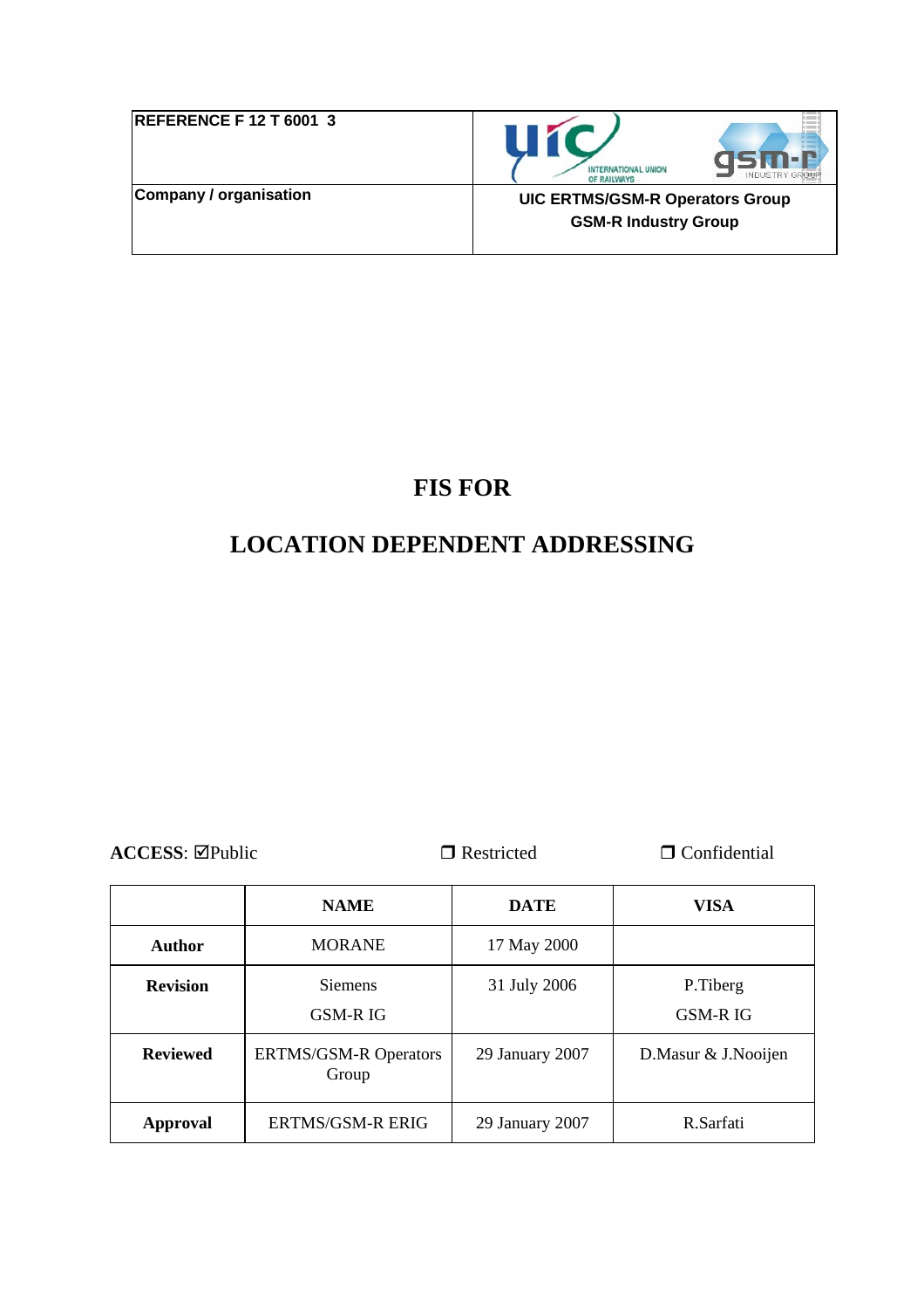| REFERENCE F 12 T 6001 3 | |
|---|---|
| Company / organisation | UIC ERTMS/GSM-R Operators Group<br>GSM-R Industry Group |

# FIS FOR

# LOCATION DEPENDENT ADDRESSING

**ACCESS**: ☑Public ❒ Restricted ❒ Confidential

| | NAME | DATE | VISA |
|---|---|---|---|
| **Author** | MORANE | 17 May 2000 | |
| **Revision** | Siemens<br>GSM-R IG | 31 July 2006 | P.Tiberg<br>GSM-R IG |
| **Reviewed** | ERTMS/GSM-R Operators Group | 29 January 2007 | D.Masur & J.Nooijen |
| **Approval** | ERTMS/GSM-R ERIG | 29 January 2007 | R.Sarfati |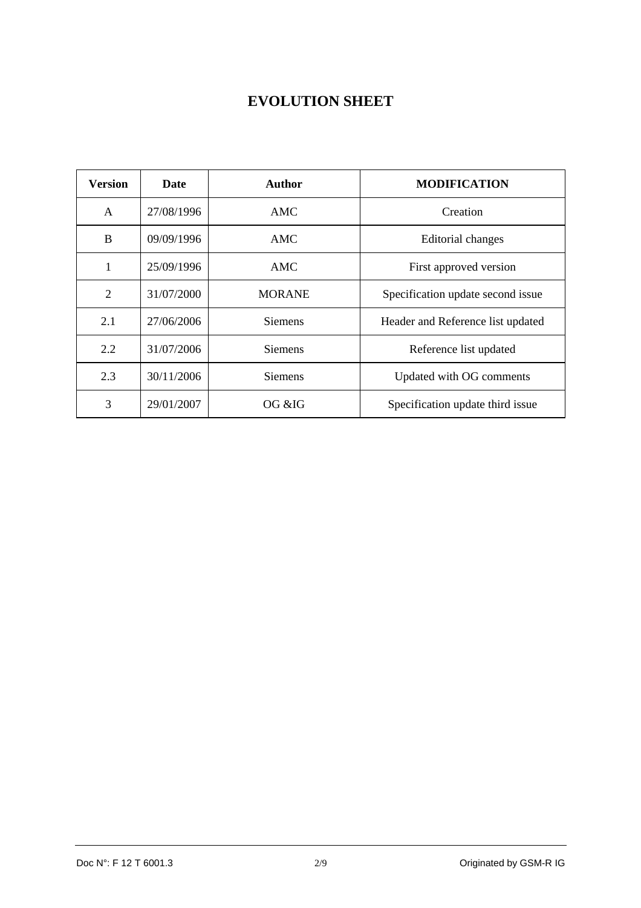# EVOLUTION SHEET

| Version | Date | Author | MODIFICATION |
|---|---|---|---|
| A | 27/08/1996 | AMC | Creation |
| B | 09/09/1996 | AMC | Editorial changes |
| 1 | 25/09/1996 | AMC | First approved version |
| 2 | 31/07/2000 | MORANE | Specification update second issue |
| 2.1 | 27/06/2006 | Siemens | Header and Reference list updated |
| 2.2 | 31/07/2006 | Siemens | Reference list updated |
| 2.3 | 30/11/2006 | Siemens | Updated with OG comments |
| 3 | 29/01/2007 | OG &IG | Specification update third issue |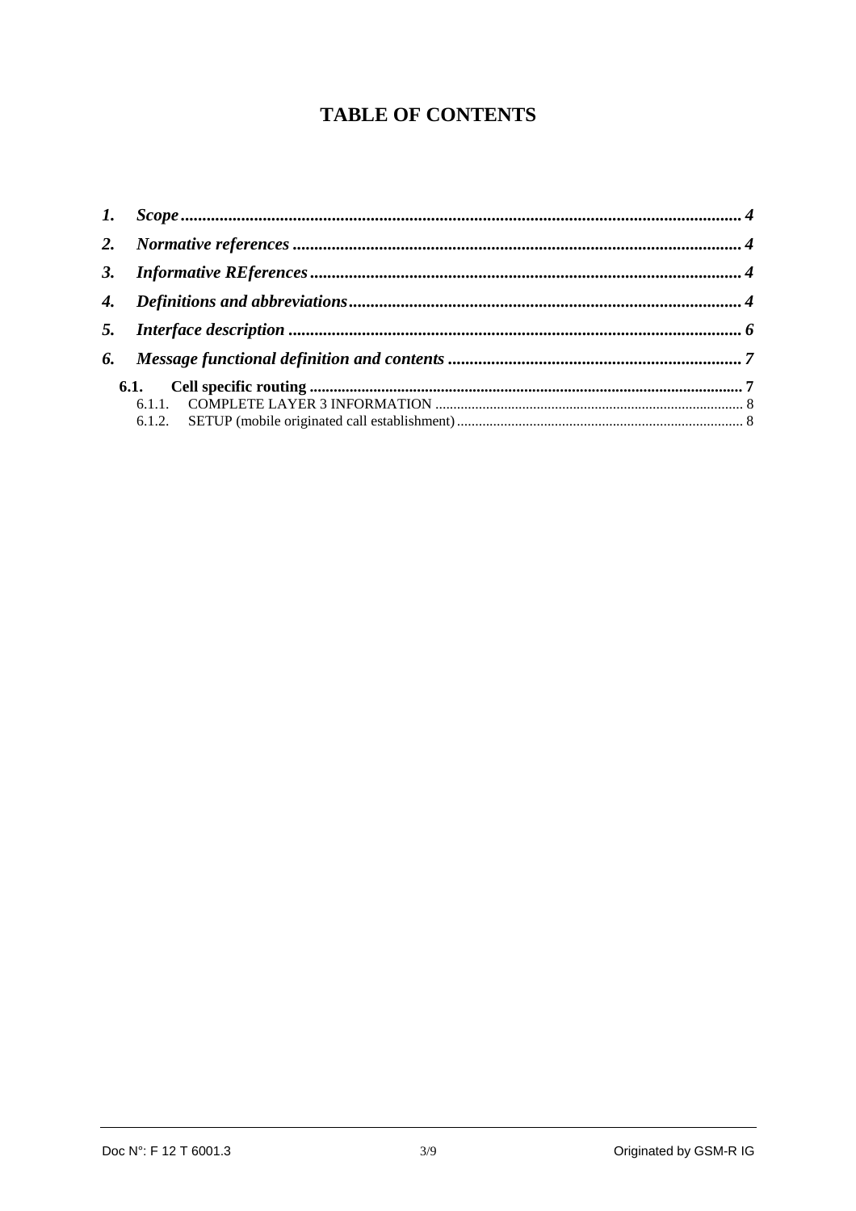# TABLE OF CONTENTS

*1.* *Scope* .......... *4*

*2.* *Normative references* .......... *4*

*3.* *Informative REferences* .......... *4*

*4.* *Definitions and abbreviations* .......... *4*

*5.* *Interface description* .......... *6*

*6.* *Message functional definition and contents* .......... *7*

**6.1.** **Cell specific routing** .......... **7**

6.1.1. COMPLETE LAYER 3 INFORMATION .......... 8

6.1.2. SETUP (mobile originated call establishment) .......... 8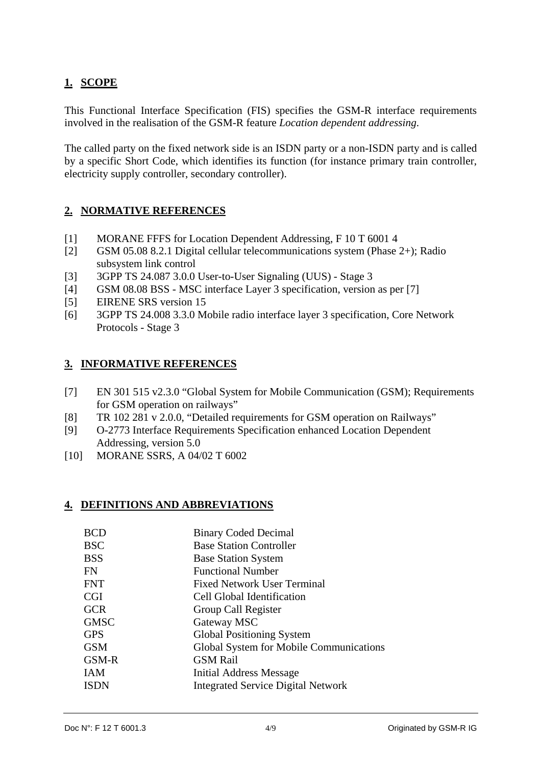## 1. SCOPE

This Functional Interface Specification (FIS) specifies the GSM-R interface requirements involved in the realisation of the GSM-R feature *Location dependent addressing*.

The called party on the fixed network side is an ISDN party or a non-ISDN party and is called by a specific Short Code, which identifies its function (for instance primary train controller, electricity supply controller, secondary controller).

## 2. NORMATIVE REFERENCES

[1] MORANE FFFS for Location Dependent Addressing, F 10 T 6001 4

[2] GSM 05.08 8.2.1 Digital cellular telecommunications system (Phase 2+); Radio subsystem link control

[3] 3GPP TS 24.087 3.0.0 User-to-User Signaling (UUS) - Stage 3

[4] GSM 08.08 BSS - MSC interface Layer 3 specification, version as per [7]

[5] EIRENE SRS version 15

[6] 3GPP TS 24.008 3.3.0 Mobile radio interface layer 3 specification, Core Network Protocols - Stage 3

## 3. INFORMATIVE REFERENCES

[7] EN 301 515 v2.3.0 "Global System for Mobile Communication (GSM); Requirements for GSM operation on railways"

[8] TR 102 281 v 2.0.0, "Detailed requirements for GSM operation on Railways"

[9] O-2773 Interface Requirements Specification enhanced Location Dependent Addressing, version 5.0

[10] MORANE SSRS, A 04/02 T 6002

## 4. DEFINITIONS AND ABBREVIATIONS

| | |
|---|---|
| BCD | Binary Coded Decimal |
| BSC | Base Station Controller |
| BSS | Base Station System |
| FN | Functional Number |
| FNT | Fixed Network User Terminal |
| CGI | Cell Global Identification |
| GCR | Group Call Register |
| GMSC | Gateway MSC |
| GPS | Global Positioning System |
| GSM | Global System for Mobile Communications |
| GSM-R | GSM Rail |
| IAM | Initial Address Message |
| ISDN | Integrated Service Digital Network |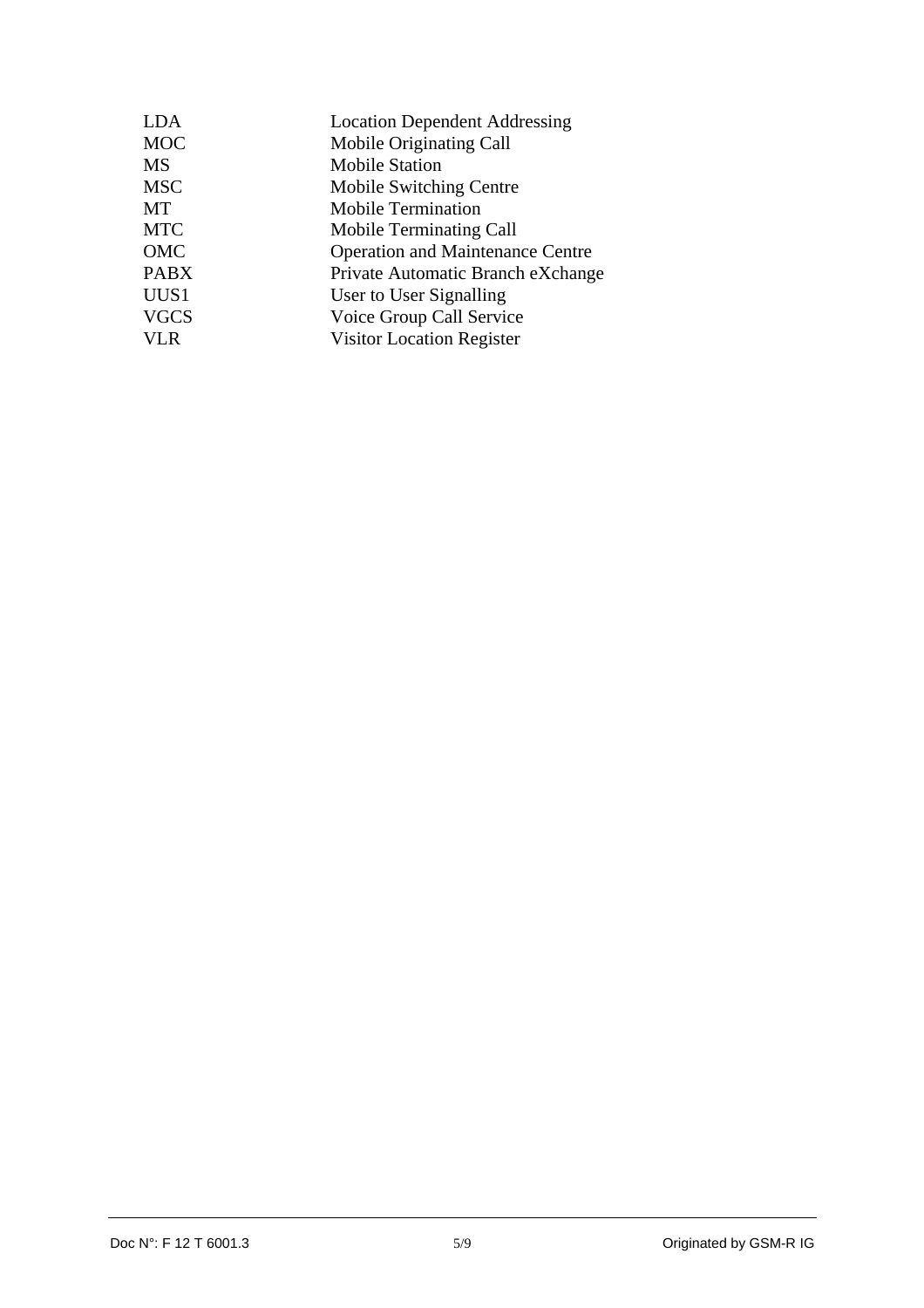| | |
|---|---|
| LDA | Location Dependent Addressing |
| MOC | Mobile Originating Call |
| MS | Mobile Station |
| MSC | Mobile Switching Centre |
| MT | Mobile Termination |
| MTC | Mobile Terminating Call |
| OMC | Operation and Maintenance Centre |
| PABX | Private Automatic Branch eXchange |
| UUS1 | User to User Signalling |
| VGCS | Voice Group Call Service |
| VLR | Visitor Location Register |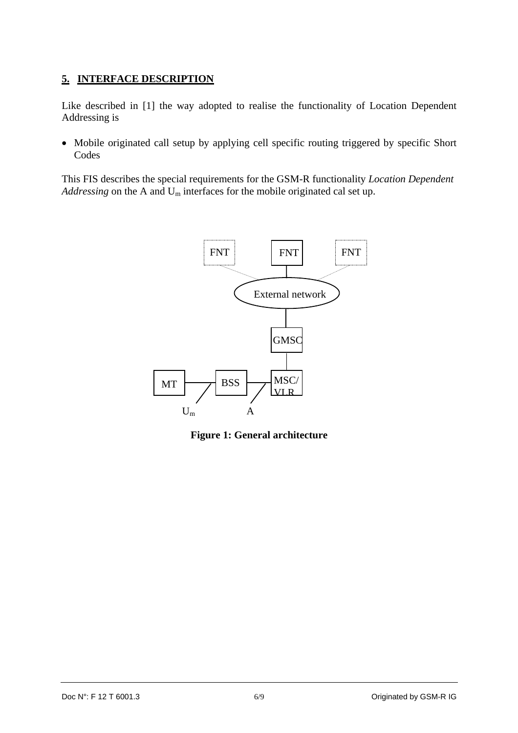## 5. INTERFACE DESCRIPTION

Like described in [1] the way adopted to realise the functionality of Location Dependent Addressing is

- Mobile originated call setup by applying cell specific routing triggered by specific Short Codes

This FIS describes the special requirements for the GSM-R functionality *Location Dependent Addressing* on the A and $U_m$ interfaces for the mobile originated cal set up.

**Figure 1: General architecture**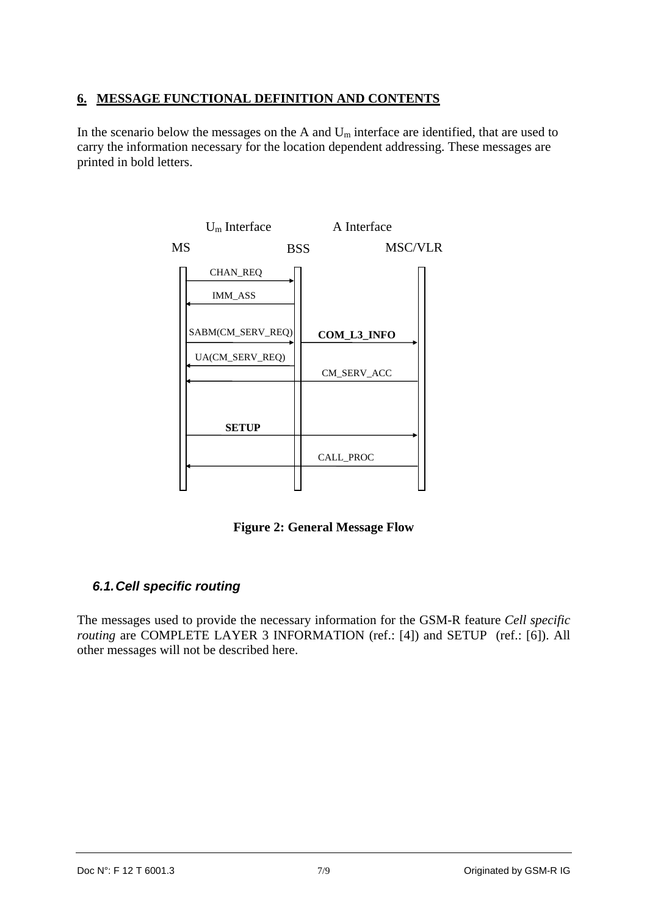## 6. MESSAGE FUNCTIONAL DEFINITION AND CONTENTS

In the scenario below the messages on the A and $U_m$ interface are identified, that are used to carry the information necessary for the location dependent addressing. These messages are printed in bold letters.

**Figure 2: General Message Flow**

### 6.1. Cell specific routing

The messages used to provide the necessary information for the GSM-R feature *Cell specific routing* are COMPLETE LAYER 3 INFORMATION (ref.: [4]) and SETUP (ref.: [6]). All other messages will not be described here.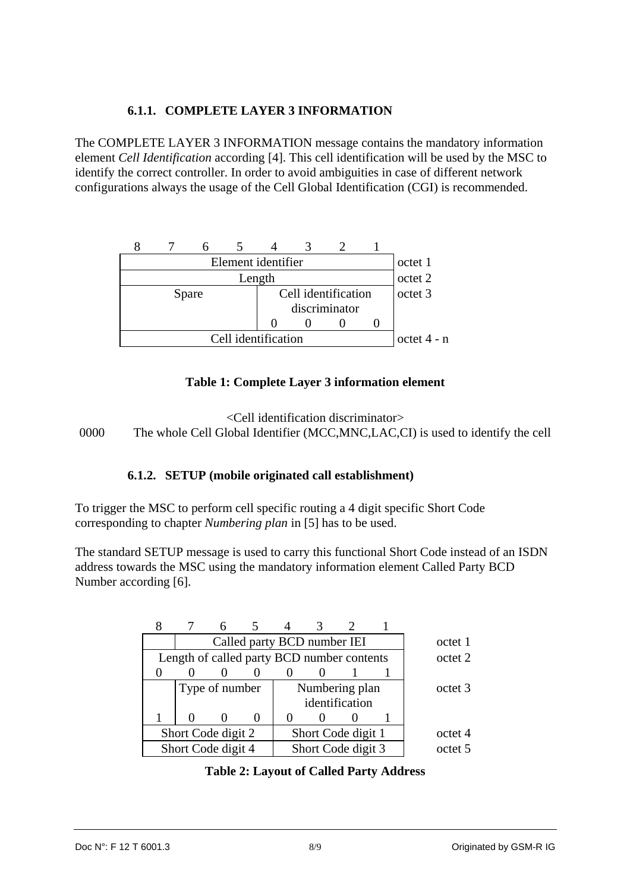### 6.1.1. COMPLETE LAYER 3 INFORMATION

The COMPLETE LAYER 3 INFORMATION message contains the mandatory information element *Cell Identification* according [4]. This cell identification will be used by the MSC to identify the correct controller. In order to avoid ambiguities in case of different network configurations always the usage of the Cell Global Identification (CGI) is recommended.

| 8 | 7 | 6 | 5 | 4 | 3 | 2 | 1 | |
|---|---|---|---|---|---|---|---|---|
| Element identifier | | | | | | | | octet 1 |
| Length | | | | | | | | octet 2 |
| Spare | | | | Cell identification discriminator | | | | octet 3 |
| | | | | 0 | 0 | 0 | 0 | |
| Cell identification | | | | | | | | octet 4 - n |

**Table 1: Complete Layer 3 information element**

<Cell identification discriminator>

0000 The whole Cell Global Identifier (MCC,MNC,LAC,CI) is used to identify the cell

### 6.1.2. SETUP (mobile originated call establishment)

To trigger the MSC to perform cell specific routing a 4 digit specific Short Code corresponding to chapter *Numbering plan* in [5] has to be used.

The standard SETUP message is used to carry this functional Short Code instead of an ISDN address towards the MSC using the mandatory information element Called Party BCD Number according [6].

| 8 | 7 | 6 | 5 | 4 | 3 | 2 | 1 | |
|---|---|---|---|---|---|---|---|---|
| | Called party BCD number IEI | | | | | | | octet 1 |
| Length of called party BCD number contents | | | | | | | | octet 2 |
| 0 | 0 | 0 | 0 | 0 | 0 | 1 | 1 | |
| | Type of number | | | Numbering plan identification | | | | octet 3 |
| 1 | 0 | 0 | 0 | 0 | 0 | 0 | 1 | |
| Short Code digit 2 | | | | Short Code digit 1 | | | | octet 4 |
| Short Code digit 4 | | | | Short Code digit 3 | | | | octet 5 |

**Table 2: Layout of Called Party Address**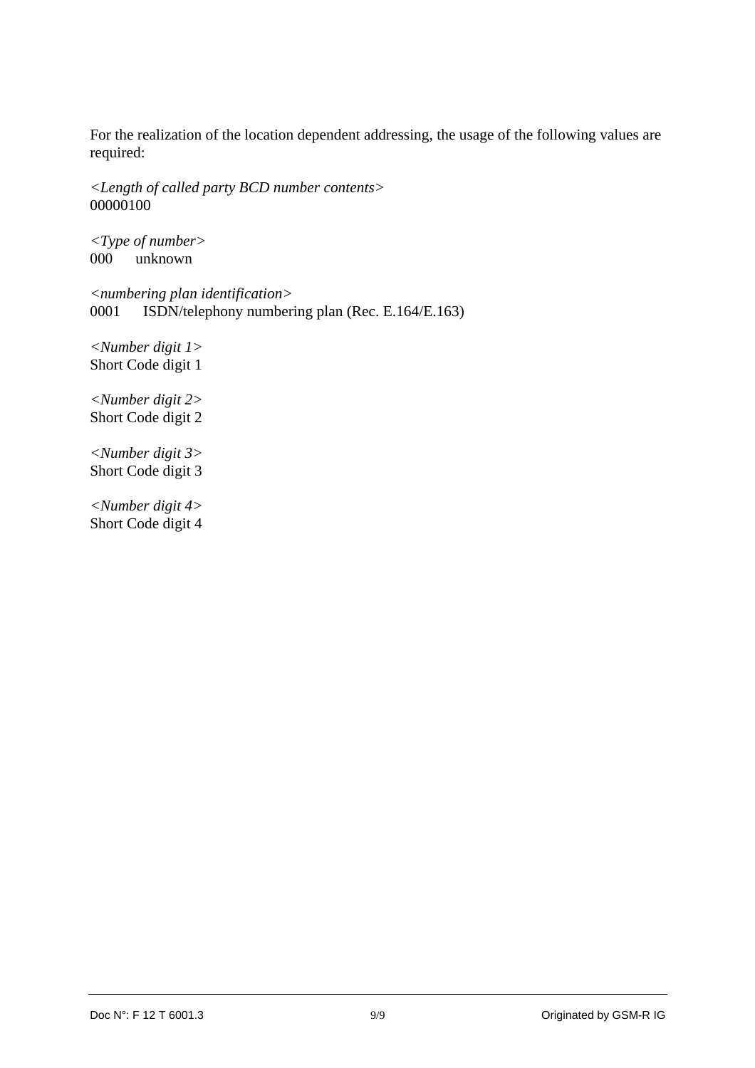For the realization of the location dependent addressing, the usage of the following values are required:

*<Length of called party BCD number contents>*
00000100

*<Type of number>*
000 unknown

*<numbering plan identification>*
0001 ISDN/telephony numbering plan (Rec. E.164/E.163)

*<Number digit 1>*
Short Code digit 1

*<Number digit 2>*
Short Code digit 2

*<Number digit 3>*
Short Code digit 3

*<Number digit 4>*
Short Code digit 4